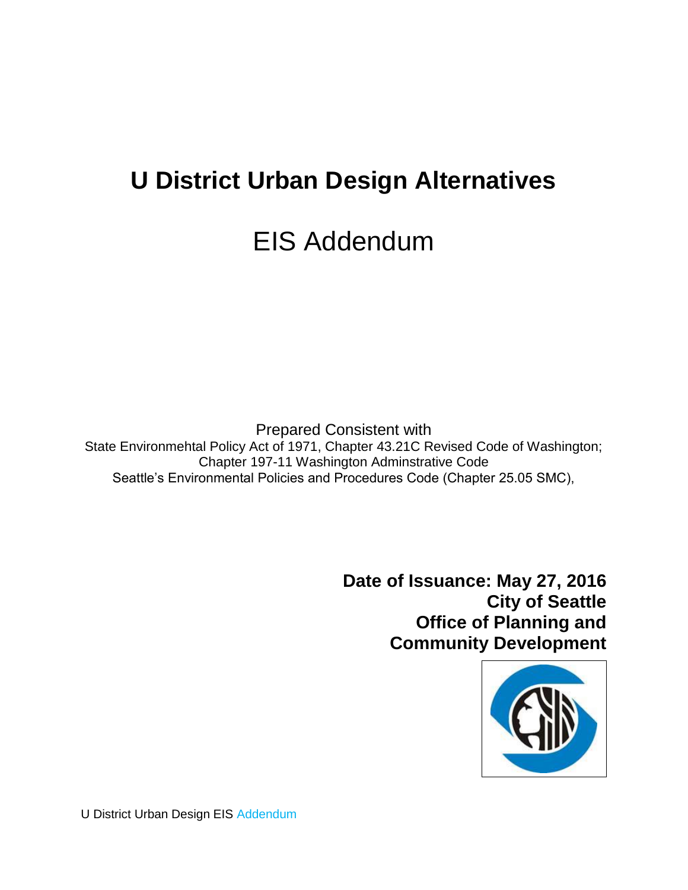# U District Urban Design Alternatives

## EIS Addendum

Prepared Consistent with
State Environmehtal Policy Act of 1971, Chapter 43.21C Revised Code of Washington;
Chapter 197-11 Washington Adminstrative Code
Seattle's Environmental Policies and Procedures Code (Chapter 25.05 SMC),

**Date of Issuance: May 27, 2016**
**City of Seattle**
**Office of Planning and Community Development**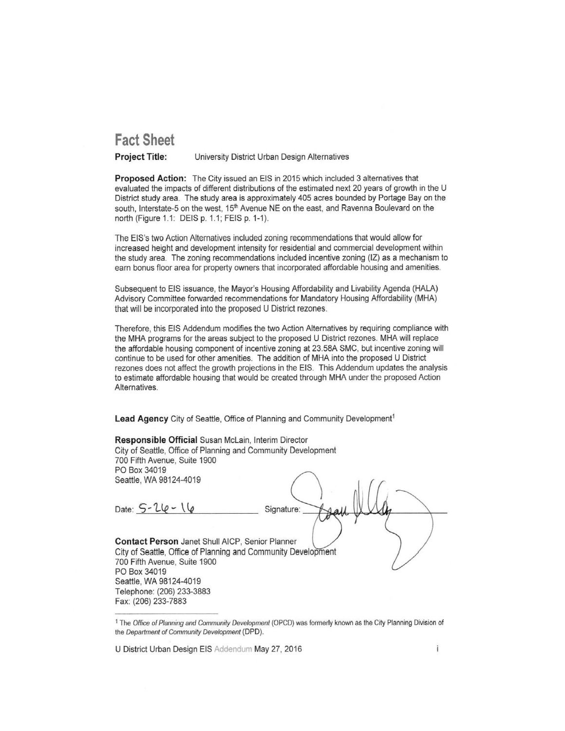# Fact Sheet

**Project Title:** University District Urban Design Alternatives

**Proposed Action:** The City issued an EIS in 2015 which included 3 alternatives that evaluated the impacts of different distributions of the estimated next 20 years of growth in the U District study area. The study area is approximately 405 acres bounded by Portage Bay on the south, Interstate-5 on the west, 15th Avenue NE on the east, and Ravenna Boulevard on the north (Figure 1.1: DEIS p. 1.1; FEIS p. 1-1).

The EIS's two Action Alternatives included zoning recommendations that would allow for increased height and development intensity for residential and commercial development within the study area. The zoning recommendations included incentive zoning (IZ) as a mechanism to earn bonus floor area for property owners that incorporated affordable housing and amenities.

Subsequent to EIS issuance, the Mayor's Housing Affordability and Livability Agenda (HALA) Advisory Committee forwarded recommendations for Mandatory Housing Affordability (MHA) that will be incorporated into the proposed U District rezones.

Therefore, this EIS Addendum modifies the two Action Alternatives by requiring compliance with the MHA programs for the areas subject to the proposed U District rezones. MHA will replace the affordable housing component of incentive zoning at 23.58A SMC, but incentive zoning will continue to be used for other amenities. The addition of MHA into the proposed U District rezones does not affect the growth projections in the EIS. This Addendum updates the analysis to estimate affordable housing that would be created through MHA under the proposed Action Alternatives.

**Lead Agency** City of Seattle, Office of Planning and Community Development[1]

**Responsible Official** Susan McLain, Interim Director
City of Seattle, Office of Planning and Community Development
700 Fifth Avenue, Suite 1900
PO Box 34019
Seattle, WA 98124-4019

Date: 5-26-16 Signature: ______________________

**Contact Person** Janet Shull AICP, Senior Planner
City of Seattle, Office of Planning and Community Development
700 Fifth Avenue, Suite 1900
PO Box 34019
Seattle, WA 98124-4019
Telephone: (206) 233-3883
Fax: (206) 233-7883

---

[1] The *Office of Planning and Community Development* (OPCD) was formerly known as the City Planning Division of the *Department of Community Development* (DPD).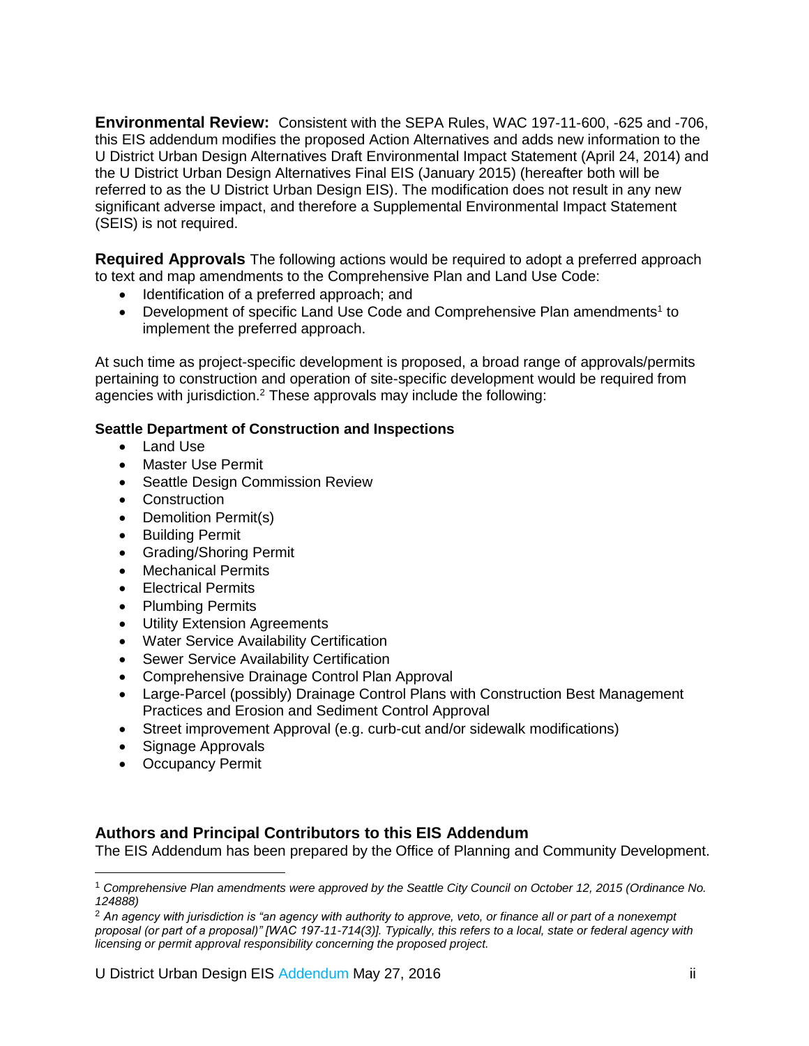**Environmental Review:** Consistent with the SEPA Rules, WAC 197-11-600, -625 and -706, this EIS addendum modifies the proposed Action Alternatives and adds new information to the U District Urban Design Alternatives Draft Environmental Impact Statement (April 24, 2014) and the U District Urban Design Alternatives Final EIS (January 2015) (hereafter both will be referred to as the U District Urban Design EIS). The modification does not result in any new significant adverse impact, and therefore a Supplemental Environmental Impact Statement (SEIS) is not required.

**Required Approvals** The following actions would be required to adopt a preferred approach to text and map amendments to the Comprehensive Plan and Land Use Code:

- Identification of a preferred approach; and
- Development of specific Land Use Code and Comprehensive Plan amendments[1] to implement the preferred approach.

At such time as project-specific development is proposed, a broad range of approvals/permits pertaining to construction and operation of site-specific development would be required from agencies with jurisdiction.[2] These approvals may include the following:

**Seattle Department of Construction and Inspections**

- Land Use
- Master Use Permit
- Seattle Design Commission Review
- Construction
- Demolition Permit(s)
- Building Permit
- Grading/Shoring Permit
- Mechanical Permits
- Electrical Permits
- Plumbing Permits
- Utility Extension Agreements
- Water Service Availability Certification
- Sewer Service Availability Certification
- Comprehensive Drainage Control Plan Approval
- Large-Parcel (possibly) Drainage Control Plans with Construction Best Management Practices and Erosion and Sediment Control Approval
- Street improvement Approval (e.g. curb-cut and/or sidewalk modifications)
- Signage Approvals
- Occupancy Permit

## Authors and Principal Contributors to this EIS Addendum

The EIS Addendum has been prepared by the Office of Planning and Community Development.

---

[1] *Comprehensive Plan amendments were approved by the Seattle City Council on October 12, 2015 (Ordinance No. 124888)*

[2] *An agency with jurisdiction is "an agency with authority to approve, veto, or finance all or part of a nonexempt proposal (or part of a proposal)" [WAC 197-11-714(3)]. Typically, this refers to a local, state or federal agency with licensing or permit approval responsibility concerning the proposed project.*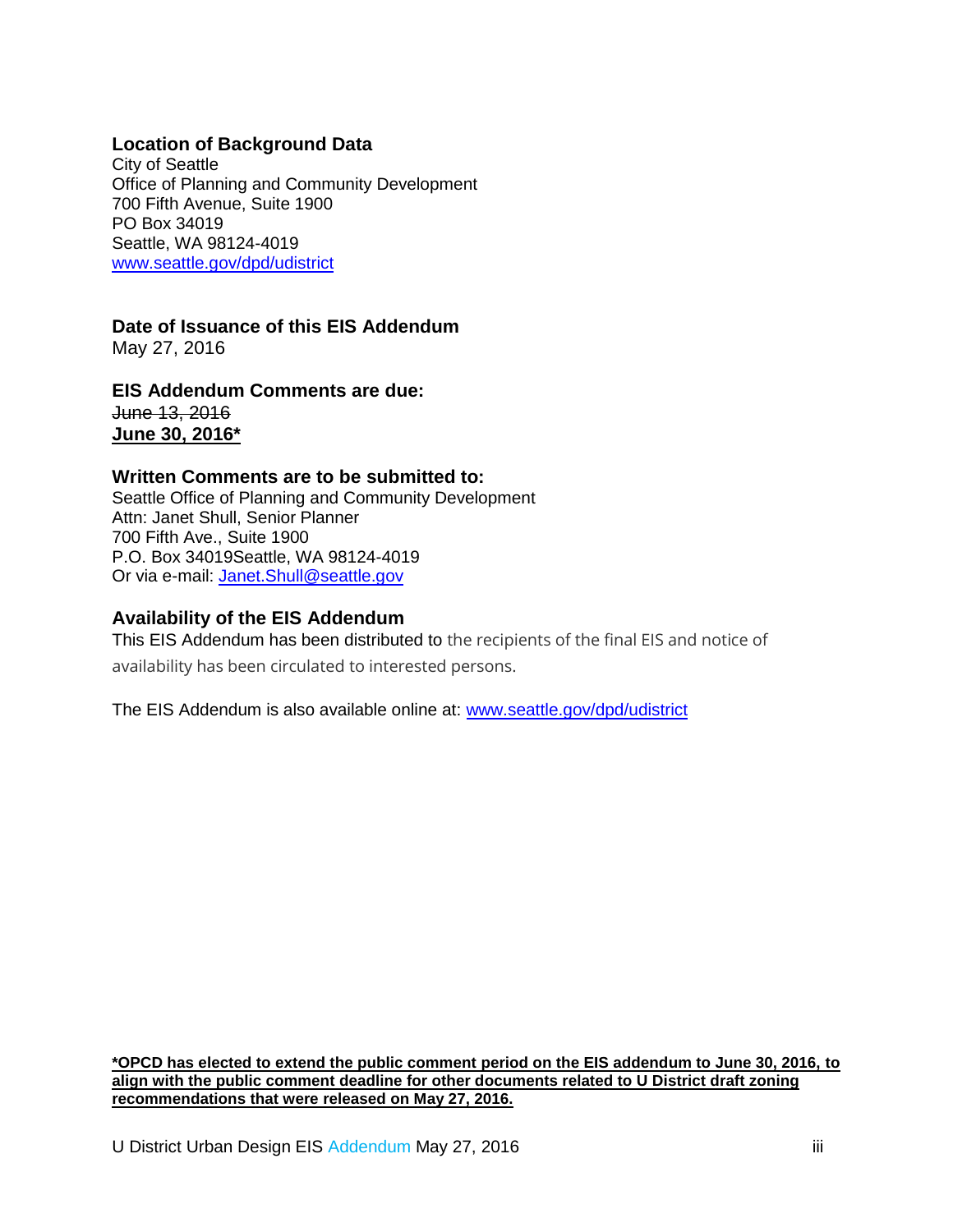### Location of Background Data

City of Seattle
Office of Planning and Community Development
700 Fifth Avenue, Suite 1900
PO Box 34019
Seattle, WA 98124-4019
[www.seattle.gov/dpd/udistrict](http://www.seattle.gov/dpd/udistrict)

### Date of Issuance of this EIS Addendum

May 27, 2016

### EIS Addendum Comments are due:

~~June 13, 2016~~
**June 30, 2016***

### Written Comments are to be submitted to:

Seattle Office of Planning and Community Development
Attn: Janet Shull, Senior Planner
700 Fifth Ave., Suite 1900
P.O. Box 34019Seattle, WA 98124-4019
Or via e-mail: [Janet.Shull@seattle.gov](mailto:Janet.Shull@seattle.gov)

### Availability of the EIS Addendum

This EIS Addendum has been distributed to the recipients of the final EIS and notice of availability has been circulated to interested persons.

The EIS Addendum is also available online at: [www.seattle.gov/dpd/udistrict](http://www.seattle.gov/dpd/udistrict)

**\*OPCD has elected to extend the public comment period on the EIS addendum to June 30, 2016, to align with the public comment deadline for other documents related to U District draft zoning recommendations that were released on May 27, 2016.**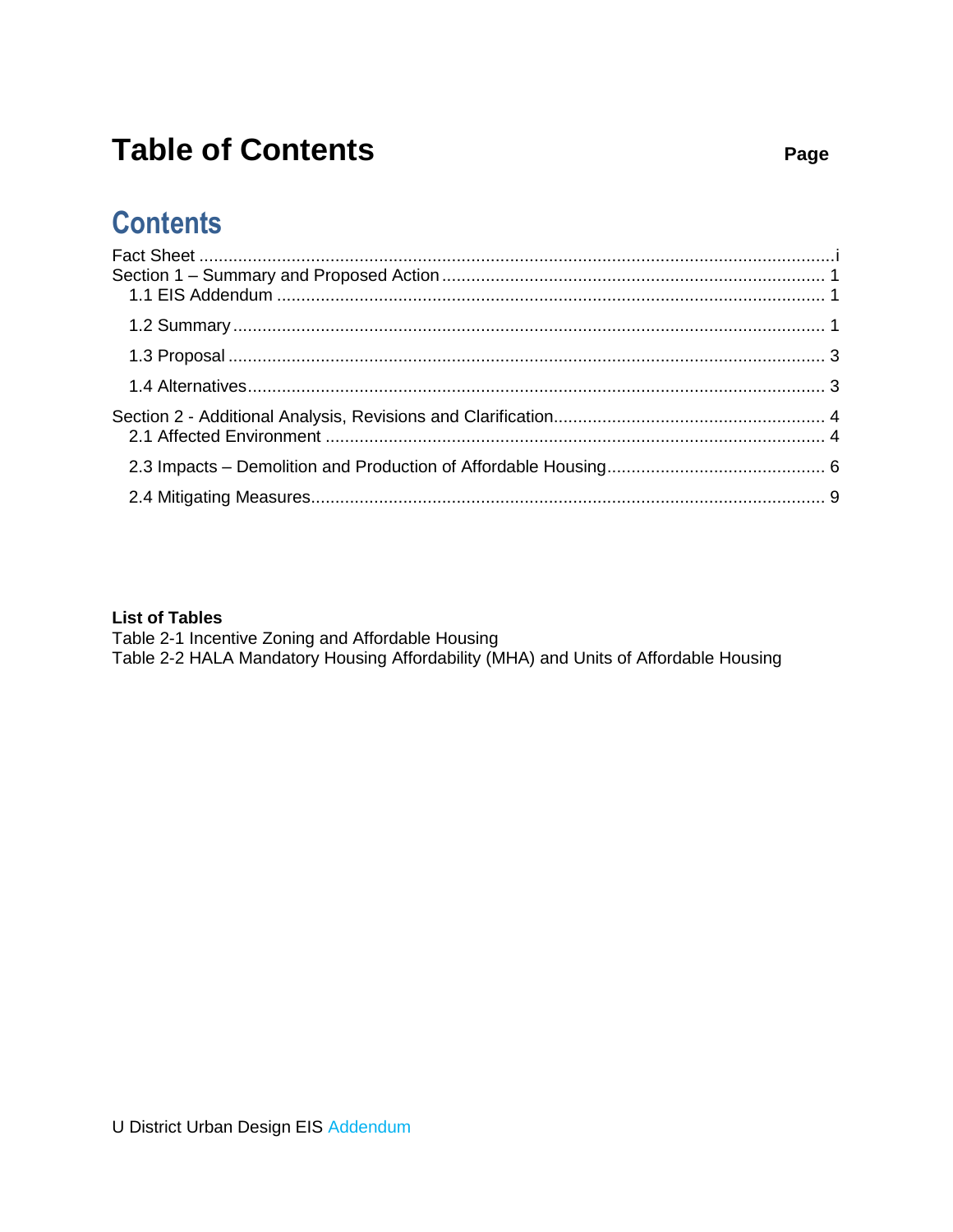# Table of Contents

**Page**

## Contents

Fact Sheet ..... i
Section 1 – Summary and Proposed Action ..... 1
- 1.1 EIS Addendum ..... 1
- 1.2 Summary ..... 1
- 1.3 Proposal ..... 3
- 1.4 Alternatives ..... 3

Section 2 - Additional Analysis, Revisions and Clarification ..... 4
- 2.1 Affected Environment ..... 4
- 2.3 Impacts – Demolition and Production of Affordable Housing ..... 6
- 2.4 Mitigating Measures ..... 9

**List of Tables**

Table 2-1 Incentive Zoning and Affordable Housing
Table 2-2 HALA Mandatory Housing Affordability (MHA) and Units of Affordable Housing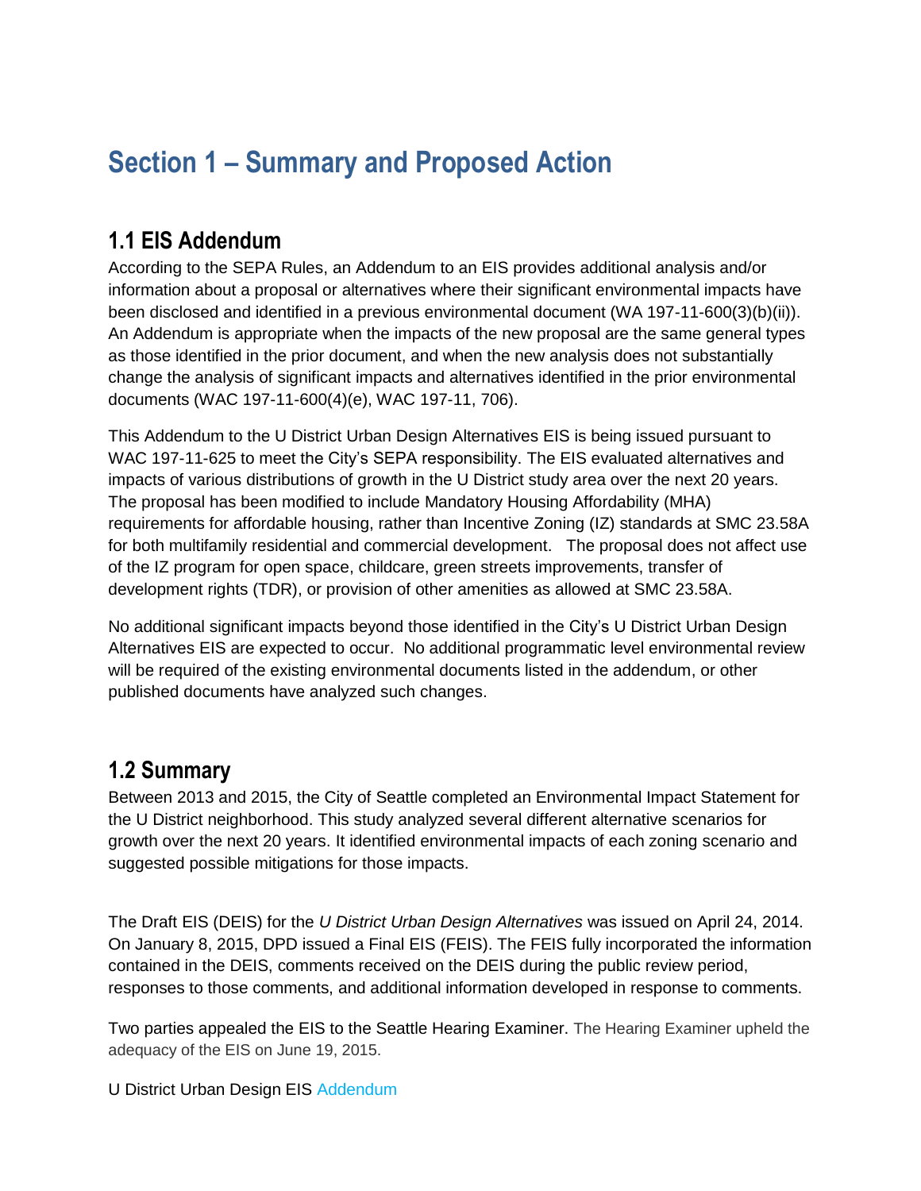# Section 1 – Summary and Proposed Action

## 1.1 EIS Addendum

According to the SEPA Rules, an Addendum to an EIS provides additional analysis and/or information about a proposal or alternatives where their significant environmental impacts have been disclosed and identified in a previous environmental document (WA 197-11-600(3)(b)(ii)). An Addendum is appropriate when the impacts of the new proposal are the same general types as those identified in the prior document, and when the new analysis does not substantially change the analysis of significant impacts and alternatives identified in the prior environmental documents (WAC 197-11-600(4)(e), WAC 197-11, 706).

This Addendum to the U District Urban Design Alternatives EIS is being issued pursuant to WAC 197-11-625 to meet the City's SEPA responsibility. The EIS evaluated alternatives and impacts of various distributions of growth in the U District study area over the next 20 years. The proposal has been modified to include Mandatory Housing Affordability (MHA) requirements for affordable housing, rather than Incentive Zoning (IZ) standards at SMC 23.58A for both multifamily residential and commercial development. The proposal does not affect use of the IZ program for open space, childcare, green streets improvements, transfer of development rights (TDR), or provision of other amenities as allowed at SMC 23.58A.

No additional significant impacts beyond those identified in the City's U District Urban Design Alternatives EIS are expected to occur. No additional programmatic level environmental review will be required of the existing environmental documents listed in the addendum, or other published documents have analyzed such changes.

## 1.2 Summary

Between 2013 and 2015, the City of Seattle completed an Environmental Impact Statement for the U District neighborhood. This study analyzed several different alternative scenarios for growth over the next 20 years. It identified environmental impacts of each zoning scenario and suggested possible mitigations for those impacts.

The Draft EIS (DEIS) for the *U District Urban Design Alternatives* was issued on April 24, 2014. On January 8, 2015, DPD issued a Final EIS (FEIS). The FEIS fully incorporated the information contained in the DEIS, comments received on the DEIS during the public review period, responses to those comments, and additional information developed in response to comments.

Two parties appealed the EIS to the Seattle Hearing Examiner. The Hearing Examiner upheld the adequacy of the EIS on June 19, 2015.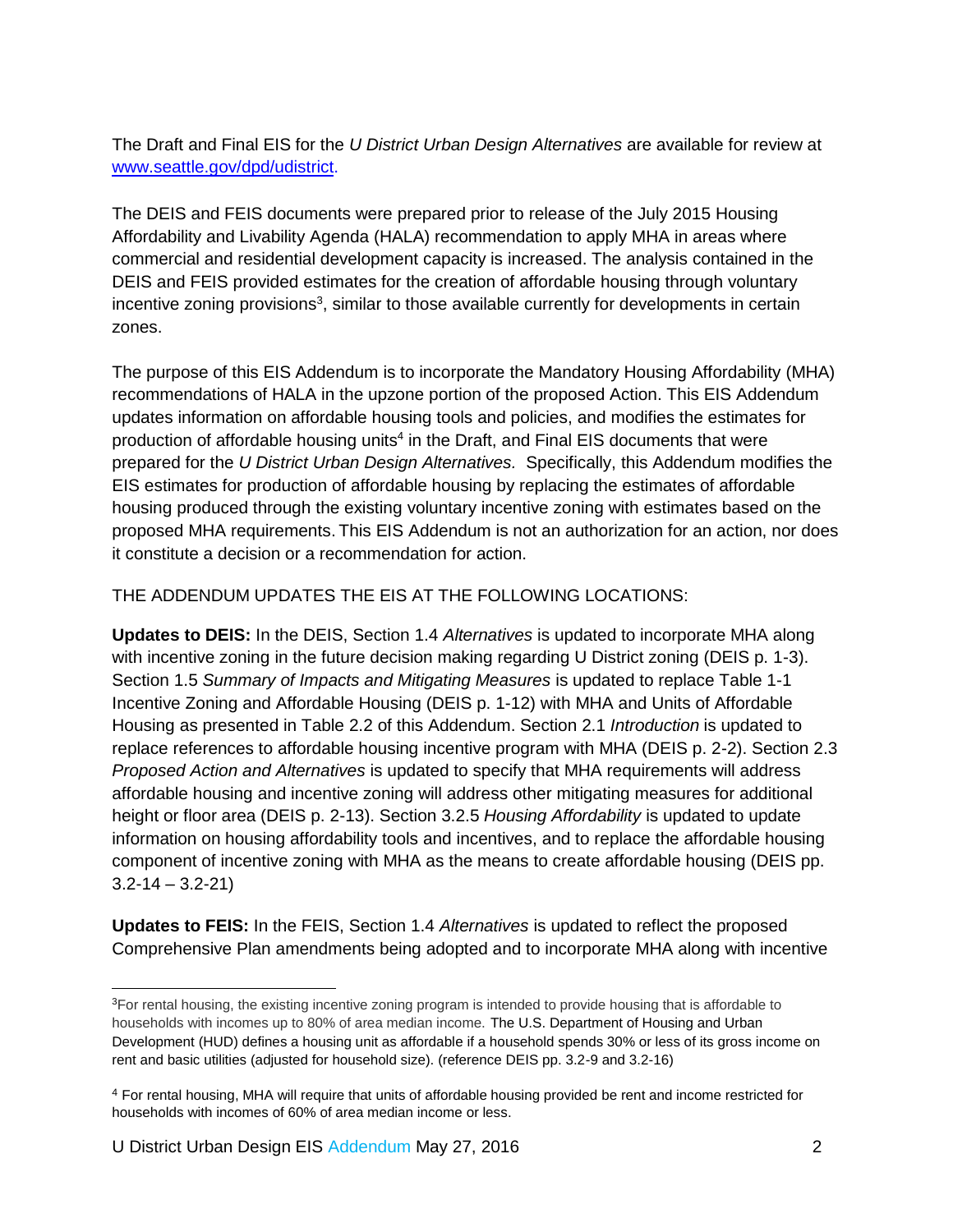The Draft and Final EIS for the *U District Urban Design Alternatives* are available for review at [www.seattle.gov/dpd/udistrict](www.seattle.gov/dpd/udistrict).

The DEIS and FEIS documents were prepared prior to release of the July 2015 Housing Affordability and Livability Agenda (HALA) recommendation to apply MHA in areas where commercial and residential development capacity is increased. The analysis contained in the DEIS and FEIS provided estimates for the creation of affordable housing through voluntary incentive zoning provisions[3], similar to those available currently for developments in certain zones.

The purpose of this EIS Addendum is to incorporate the Mandatory Housing Affordability (MHA) recommendations of HALA in the upzone portion of the proposed Action. This EIS Addendum updates information on affordable housing tools and policies, and modifies the estimates for production of affordable housing units[4] in the Draft, and Final EIS documents that were prepared for the *U District Urban Design Alternatives.* Specifically, this Addendum modifies the EIS estimates for production of affordable housing by replacing the estimates of affordable housing produced through the existing voluntary incentive zoning with estimates based on the proposed MHA requirements. This EIS Addendum is not an authorization for an action, nor does it constitute a decision or a recommendation for action.

THE ADDENDUM UPDATES THE EIS AT THE FOLLOWING LOCATIONS:

**Updates to DEIS:** In the DEIS, Section 1.4 *Alternatives* is updated to incorporate MHA along with incentive zoning in the future decision making regarding U District zoning (DEIS p. 1-3). Section 1.5 *Summary of Impacts and Mitigating Measures* is updated to replace Table 1-1 Incentive Zoning and Affordable Housing (DEIS p. 1-12) with MHA and Units of Affordable Housing as presented in Table 2.2 of this Addendum. Section 2.1 *Introduction* is updated to replace references to affordable housing incentive program with MHA (DEIS p. 2-2). Section 2.3 *Proposed Action and Alternatives* is updated to specify that MHA requirements will address affordable housing and incentive zoning will address other mitigating measures for additional height or floor area (DEIS p. 2-13). Section 3.2.5 *Housing Affordability* is updated to update information on housing affordability tools and incentives, and to replace the affordable housing component of incentive zoning with MHA as the means to create affordable housing (DEIS pp. 3.2-14 – 3.2-21)

**Updates to FEIS:** In the FEIS, Section 1.4 *Alternatives* is updated to reflect the proposed Comprehensive Plan amendments being adopted and to incorporate MHA along with incentive

[3]For rental housing, the existing incentive zoning program is intended to provide housing that is affordable to households with incomes up to 80% of area median income. The U.S. Department of Housing and Urban Development (HUD) defines a housing unit as affordable if a household spends 30% or less of its gross income on rent and basic utilities (adjusted for household size). (reference DEIS pp. 3.2-9 and 3.2-16)

[4] For rental housing, MHA will require that units of affordable housing provided be rent and income restricted for households with incomes of 60% of area median income or less.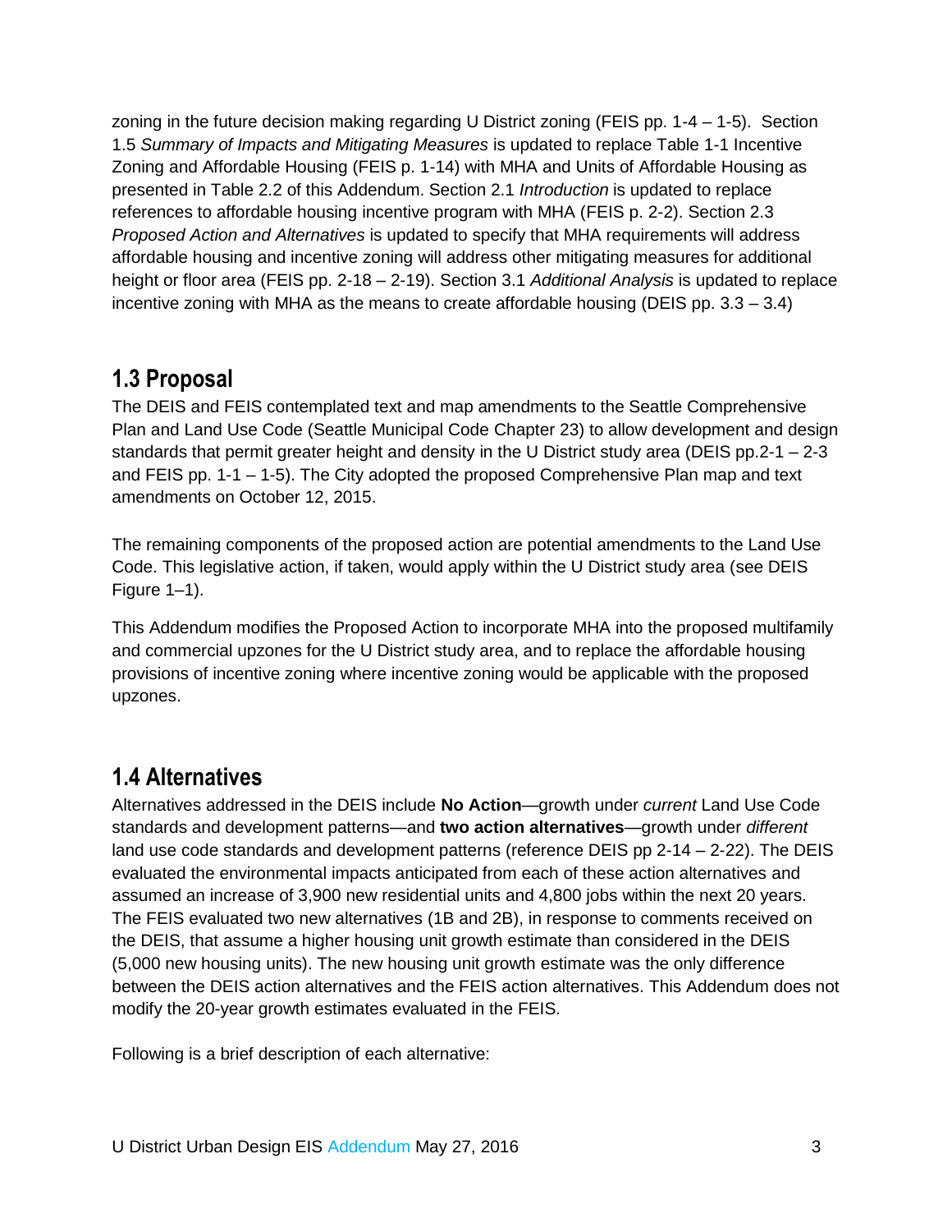zoning in the future decision making regarding U District zoning (FEIS pp. 1-4 – 1-5). Section 1.5 *Summary of Impacts and Mitigating Measures* is updated to replace Table 1-1 Incentive Zoning and Affordable Housing (FEIS p. 1-14) with MHA and Units of Affordable Housing as presented in Table 2.2 of this Addendum. Section 2.1 *Introduction* is updated to replace references to affordable housing incentive program with MHA (FEIS p. 2-2). Section 2.3 *Proposed Action and Alternatives* is updated to specify that MHA requirements will address affordable housing and incentive zoning will address other mitigating measures for additional height or floor area (FEIS pp. 2-18 – 2-19). Section 3.1 *Additional Analysis* is updated to replace incentive zoning with MHA as the means to create affordable housing (DEIS pp. 3.3 – 3.4)

## 1.3 Proposal

The DEIS and FEIS contemplated text and map amendments to the Seattle Comprehensive Plan and Land Use Code (Seattle Municipal Code Chapter 23) to allow development and design standards that permit greater height and density in the U District study area (DEIS pp.2-1 – 2-3 and FEIS pp. 1-1 – 1-5). The City adopted the proposed Comprehensive Plan map and text amendments on October 12, 2015.

The remaining components of the proposed action are potential amendments to the Land Use Code. This legislative action, if taken, would apply within the U District study area (see DEIS Figure 1–1).

This Addendum modifies the Proposed Action to incorporate MHA into the proposed multifamily and commercial upzones for the U District study area, and to replace the affordable housing provisions of incentive zoning where incentive zoning would be applicable with the proposed upzones.

## 1.4 Alternatives

Alternatives addressed in the DEIS include **No Action**—growth under *current* Land Use Code standards and development patterns—and **two action alternatives**—growth under *different* land use code standards and development patterns (reference DEIS pp 2-14 – 2-22). The DEIS evaluated the environmental impacts anticipated from each of these action alternatives and assumed an increase of 3,900 new residential units and 4,800 jobs within the next 20 years. The FEIS evaluated two new alternatives (1B and 2B), in response to comments received on the DEIS, that assume a higher housing unit growth estimate than considered in the DEIS (5,000 new housing units). The new housing unit growth estimate was the only difference between the DEIS action alternatives and the FEIS action alternatives. This Addendum does not modify the 20-year growth estimates evaluated in the FEIS.

Following is a brief description of each alternative: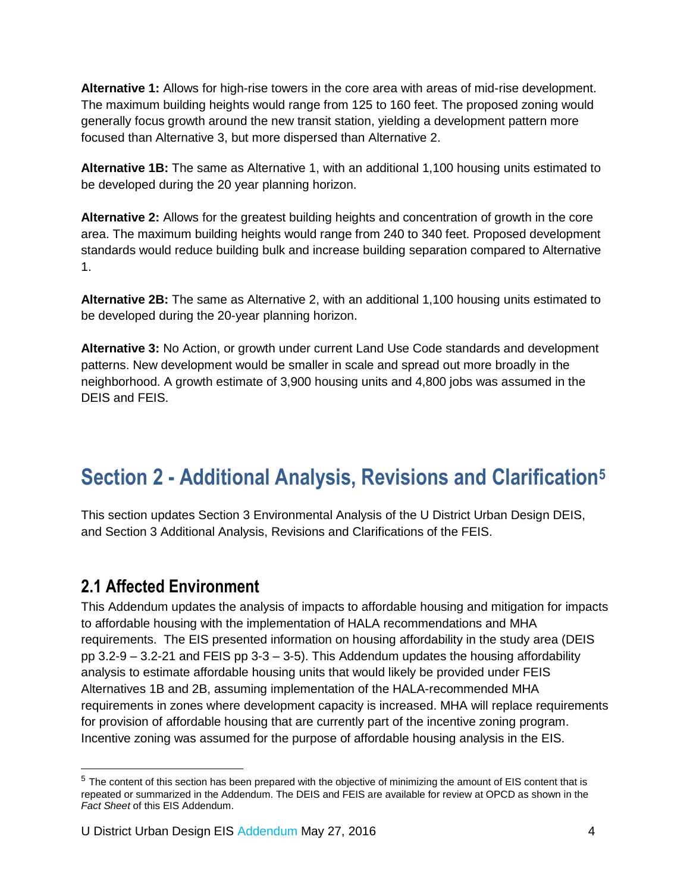**Alternative 1:** Allows for high-rise towers in the core area with areas of mid-rise development. The maximum building heights would range from 125 to 160 feet. The proposed zoning would generally focus growth around the new transit station, yielding a development pattern more focused than Alternative 3, but more dispersed than Alternative 2.

**Alternative 1B:** The same as Alternative 1, with an additional 1,100 housing units estimated to be developed during the 20 year planning horizon.

**Alternative 2:** Allows for the greatest building heights and concentration of growth in the core area. The maximum building heights would range from 240 to 340 feet. Proposed development standards would reduce building bulk and increase building separation compared to Alternative 1.

**Alternative 2B:** The same as Alternative 2, with an additional 1,100 housing units estimated to be developed during the 20-year planning horizon.

**Alternative 3:** No Action, or growth under current Land Use Code standards and development patterns. New development would be smaller in scale and spread out more broadly in the neighborhood. A growth estimate of 3,900 housing units and 4,800 jobs was assumed in the DEIS and FEIS.

# Section 2 - Additional Analysis, Revisions and Clarification[5]

This section updates Section 3 Environmental Analysis of the U District Urban Design DEIS, and Section 3 Additional Analysis, Revisions and Clarifications of the FEIS.

## 2.1 Affected Environment

This Addendum updates the analysis of impacts to affordable housing and mitigation for impacts to affordable housing with the implementation of HALA recommendations and MHA requirements. The EIS presented information on housing affordability in the study area (DEIS pp 3.2-9 – 3.2-21 and FEIS pp 3-3 – 3-5). This Addendum updates the housing affordability analysis to estimate affordable housing units that would likely be provided under FEIS Alternatives 1B and 2B, assuming implementation of the HALA-recommended MHA requirements in zones where development capacity is increased. MHA will replace requirements for provision of affordable housing that are currently part of the incentive zoning program. Incentive zoning was assumed for the purpose of affordable housing analysis in the EIS.

[5] The content of this section has been prepared with the objective of minimizing the amount of EIS content that is repeated or summarized in the Addendum. The DEIS and FEIS are available for review at OPCD as shown in the *Fact Sheet* of this EIS Addendum.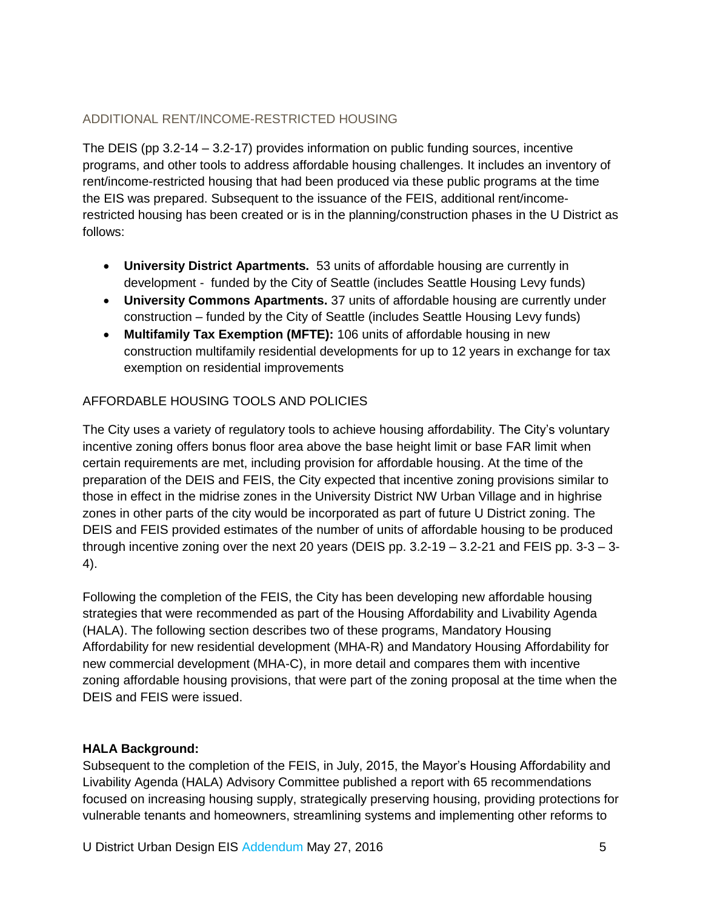## ADDITIONAL RENT/INCOME-RESTRICTED HOUSING

The DEIS (pp 3.2-14 – 3.2-17) provides information on public funding sources, incentive programs, and other tools to address affordable housing challenges. It includes an inventory of rent/income-restricted housing that had been produced via these public programs at the time the EIS was prepared. Subsequent to the issuance of the FEIS, additional rent/income-restricted housing has been created or is in the planning/construction phases in the U District as follows:

- **University District Apartments.** 53 units of affordable housing are currently in development - funded by the City of Seattle (includes Seattle Housing Levy funds)
- **University Commons Apartments.** 37 units of affordable housing are currently under construction – funded by the City of Seattle (includes Seattle Housing Levy funds)
- **Multifamily Tax Exemption (MFTE):** 106 units of affordable housing in new construction multifamily residential developments for up to 12 years in exchange for tax exemption on residential improvements

## AFFORDABLE HOUSING TOOLS AND POLICIES

The City uses a variety of regulatory tools to achieve housing affordability. The City's voluntary incentive zoning offers bonus floor area above the base height limit or base FAR limit when certain requirements are met, including provision for affordable housing. At the time of the preparation of the DEIS and FEIS, the City expected that incentive zoning provisions similar to those in effect in the midrise zones in the University District NW Urban Village and in highrise zones in other parts of the city would be incorporated as part of future U District zoning. The DEIS and FEIS provided estimates of the number of units of affordable housing to be produced through incentive zoning over the next 20 years (DEIS pp. 3.2-19 – 3.2-21 and FEIS pp. 3-3 – 3-4).

Following the completion of the FEIS, the City has been developing new affordable housing strategies that were recommended as part of the Housing Affordability and Livability Agenda (HALA). The following section describes two of these programs, Mandatory Housing Affordability for new residential development (MHA-R) and Mandatory Housing Affordability for new commercial development (MHA-C), in more detail and compares them with incentive zoning affordable housing provisions, that were part of the zoning proposal at the time when the DEIS and FEIS were issued.

**HALA Background:**
Subsequent to the completion of the FEIS, in July, 2015, the Mayor's Housing Affordability and Livability Agenda (HALA) Advisory Committee published a report with 65 recommendations focused on increasing housing supply, strategically preserving housing, providing protections for vulnerable tenants and homeowners, streamlining systems and implementing other reforms to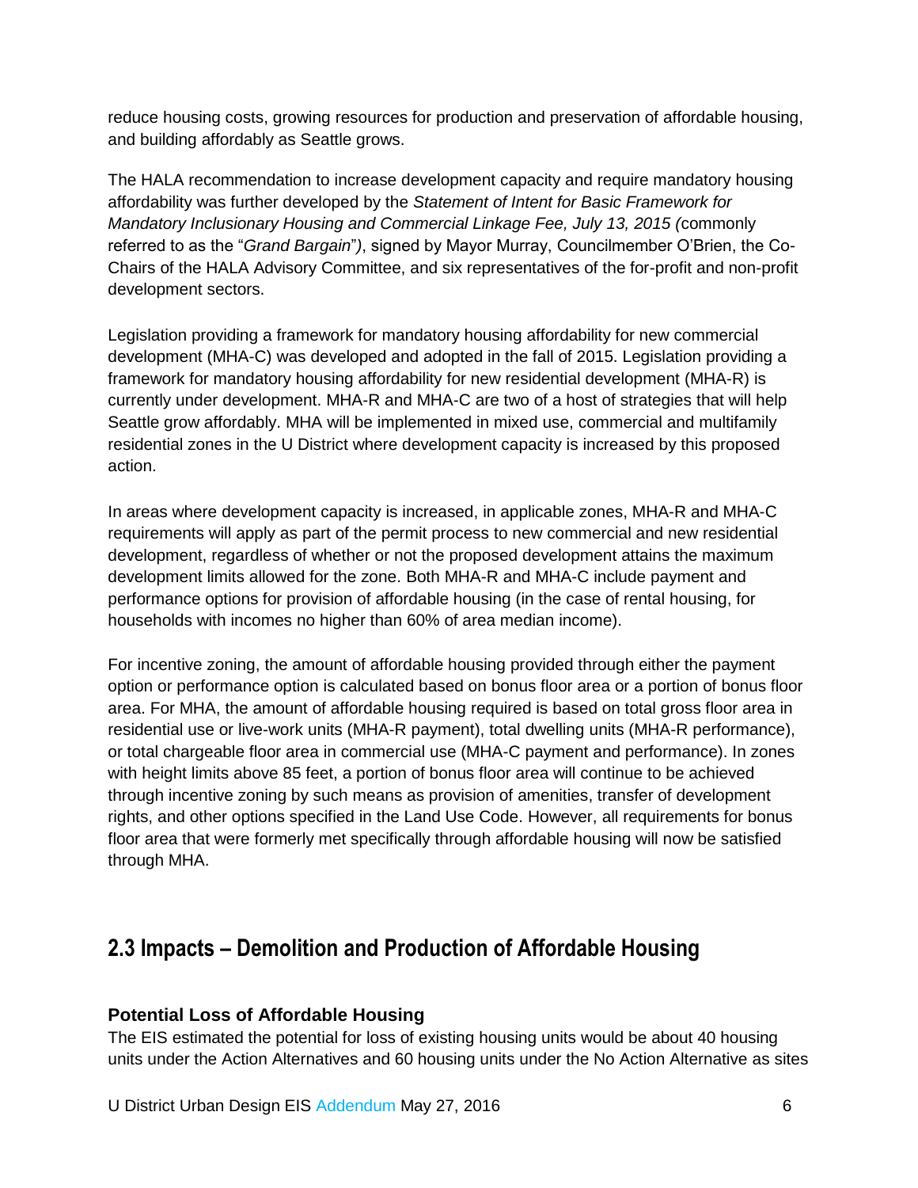reduce housing costs, growing resources for production and preservation of affordable housing, and building affordably as Seattle grows.

The HALA recommendation to increase development capacity and require mandatory housing affordability was further developed by the *Statement of Intent for Basic Framework for Mandatory Inclusionary Housing and Commercial Linkage Fee, July 13, 2015 (*commonly referred to as the "*Grand Bargain*"*)*, signed by Mayor Murray, Councilmember O'Brien, the Co-Chairs of the HALA Advisory Committee, and six representatives of the for-profit and non-profit development sectors.

Legislation providing a framework for mandatory housing affordability for new commercial development (MHA-C) was developed and adopted in the fall of 2015. Legislation providing a framework for mandatory housing affordability for new residential development (MHA-R) is currently under development. MHA-R and MHA-C are two of a host of strategies that will help Seattle grow affordably. MHA will be implemented in mixed use, commercial and multifamily residential zones in the U District where development capacity is increased by this proposed action.

In areas where development capacity is increased, in applicable zones, MHA-R and MHA-C requirements will apply as part of the permit process to new commercial and new residential development, regardless of whether or not the proposed development attains the maximum development limits allowed for the zone. Both MHA-R and MHA-C include payment and performance options for provision of affordable housing (in the case of rental housing, for households with incomes no higher than 60% of area median income).

For incentive zoning, the amount of affordable housing provided through either the payment option or performance option is calculated based on bonus floor area or a portion of bonus floor area. For MHA, the amount of affordable housing required is based on total gross floor area in residential use or live-work units (MHA-R payment), total dwelling units (MHA-R performance), or total chargeable floor area in commercial use (MHA-C payment and performance). In zones with height limits above 85 feet, a portion of bonus floor area will continue to be achieved through incentive zoning by such means as provision of amenities, transfer of development rights, and other options specified in the Land Use Code. However, all requirements for bonus floor area that were formerly met specifically through affordable housing will now be satisfied through MHA.

## 2.3 Impacts – Demolition and Production of Affordable Housing

### Potential Loss of Affordable Housing

The EIS estimated the potential for loss of existing housing units would be about 40 housing units under the Action Alternatives and 60 housing units under the No Action Alternative as sites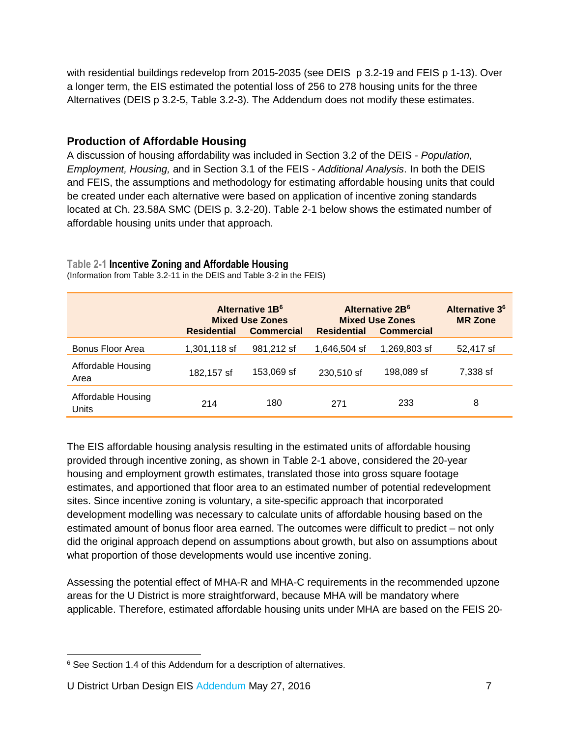with residential buildings redevelop from 2015-2035 (see DEIS p 3.2-19 and FEIS p 1-13). Over a longer term, the EIS estimated the potential loss of 256 to 278 housing units for the three Alternatives (DEIS p 3.2-5, Table 3.2-3). The Addendum does not modify these estimates.

### Production of Affordable Housing

A discussion of housing affordability was included in Section 3.2 of the DEIS - *Population, Employment, Housing,* and in Section 3.1 of the FEIS - *Additional Analysis*. In both the DEIS and FEIS, the assumptions and methodology for estimating affordable housing units that could be created under each alternative were based on application of incentive zoning standards located at Ch. 23.58A SMC (DEIS p. 3.2-20). Table 2-1 below shows the estimated number of affordable housing units under that approach.

**Table 2-1 Incentive Zoning and Affordable Housing**
(Information from Table 3.2-11 in the DEIS and Table 3-2 in the FEIS)

| | Alternative 1B[6] Mixed Use Zones | | Alternative 2B[6] Mixed Use Zones | | Alternative 3[6] MR Zone |
|---|---|---|---|---|---|
| | Residential | Commercial | Residential | Commercial | |
| Bonus Floor Area | 1,301,118 sf | 981,212 sf | 1,646,504 sf | 1,269,803 sf | 52,417 sf |
| Affordable Housing Area | 182,157 sf | 153,069 sf | 230,510 sf | 198,089 sf | 7,338 sf |
| Affordable Housing Units | 214 | 180 | 271 | 233 | 8 |

The EIS affordable housing analysis resulting in the estimated units of affordable housing provided through incentive zoning, as shown in Table 2-1 above, considered the 20-year housing and employment growth estimates, translated those into gross square footage estimates, and apportioned that floor area to an estimated number of potential redevelopment sites. Since incentive zoning is voluntary, a site-specific approach that incorporated development modelling was necessary to calculate units of affordable housing based on the estimated amount of bonus floor area earned. The outcomes were difficult to predict – not only did the original approach depend on assumptions about growth, but also on assumptions about what proportion of those developments would use incentive zoning.

Assessing the potential effect of MHA-R and MHA-C requirements in the recommended upzone areas for the U District is more straightforward, because MHA will be mandatory where applicable. Therefore, estimated affordable housing units under MHA are based on the FEIS 20-

[6] See Section 1.4 of this Addendum for a description of alternatives.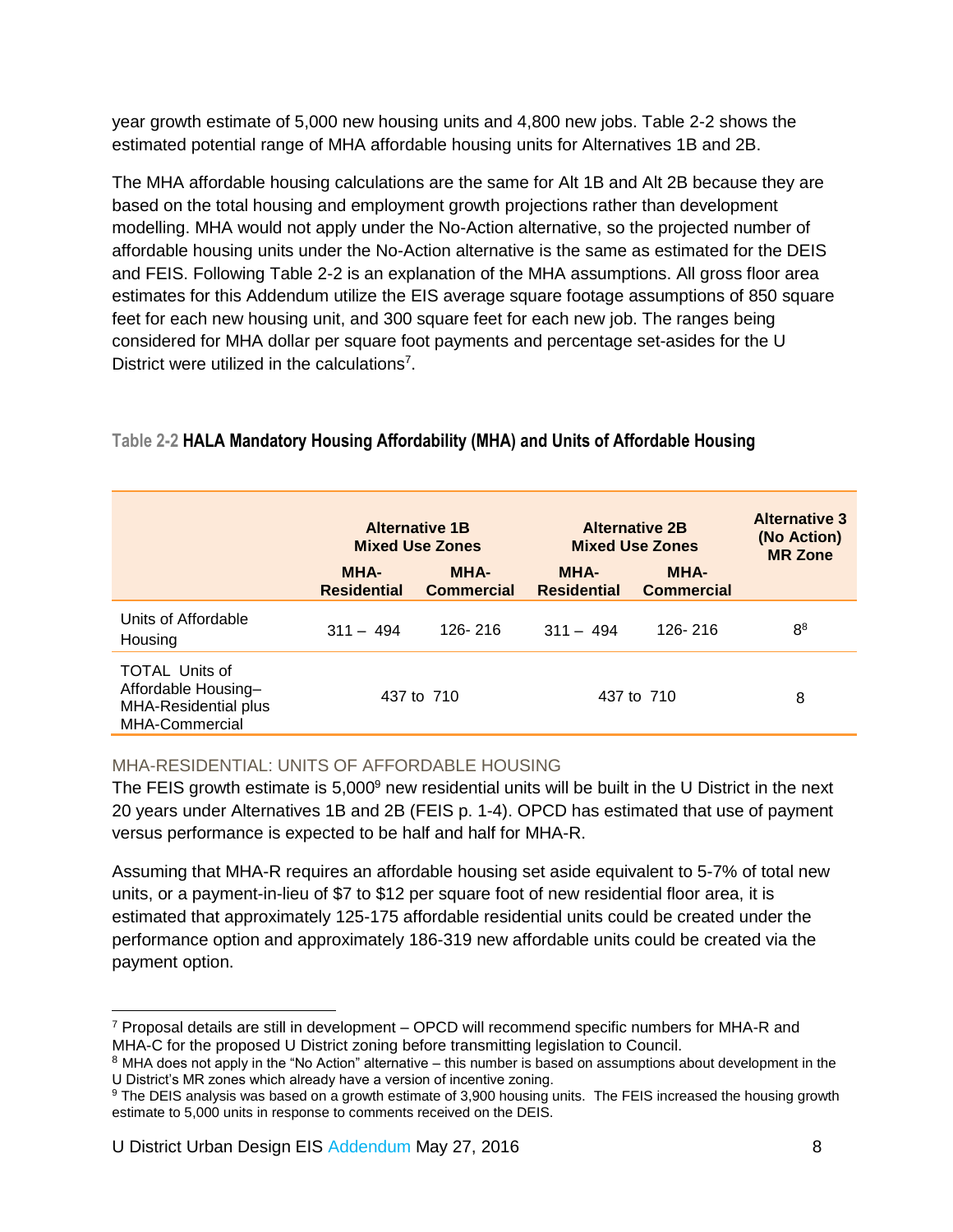year growth estimate of 5,000 new housing units and 4,800 new jobs. Table 2-2 shows the estimated potential range of MHA affordable housing units for Alternatives 1B and 2B.

The MHA affordable housing calculations are the same for Alt 1B and Alt 2B because they are based on the total housing and employment growth projections rather than development modelling. MHA would not apply under the No-Action alternative, so the projected number of affordable housing units under the No-Action alternative is the same as estimated for the DEIS and FEIS. Following Table 2-2 is an explanation of the MHA assumptions. All gross floor area estimates for this Addendum utilize the EIS average square footage assumptions of 850 square feet for each new housing unit, and 300 square feet for each new job. The ranges being considered for MHA dollar per square foot payments and percentage set-asides for the U District were utilized in the calculations[7].

**Table 2-2 HALA Mandatory Housing Affordability (MHA) and Units of Affordable Housing**

| | Alternative 1B Mixed Use Zones | | Alternative 2B Mixed Use Zones | | Alternative 3 (No Action) MR Zone |
|---|---|---|---|---|---|
| | MHA-Residential | MHA-Commercial | MHA-Residential | MHA-Commercial | |
| Units of Affordable Housing | 311 – 494 | 126- 216 | 311 – 494 | 126- 216 | 8[8] |
| TOTAL Units of Affordable Housing– MHA-Residential plus MHA-Commercial | 437 to 710 | | 437 to 710 | | 8 |

### MHA-RESIDENTIAL: UNITS OF AFFORDABLE HOUSING

The FEIS growth estimate is 5,000[9] new residential units will be built in the U District in the next 20 years under Alternatives 1B and 2B (FEIS p. 1-4). OPCD has estimated that use of payment versus performance is expected to be half and half for MHA-R.

Assuming that MHA-R requires an affordable housing set aside equivalent to 5-7% of total new units, or a payment-in-lieu of $7 to $12 per square foot of new residential floor area, it is estimated that approximately 125-175 affordable residential units could be created under the performance option and approximately 186-319 new affordable units could be created via the payment option.

---

[7] Proposal details are still in development – OPCD will recommend specific numbers for MHA-R and MHA-C for the proposed U District zoning before transmitting legislation to Council.

[8] MHA does not apply in the "No Action" alternative – this number is based on assumptions about development in the U District's MR zones which already have a version of incentive zoning.

[9] The DEIS analysis was based on a growth estimate of 3,900 housing units. The FEIS increased the housing growth estimate to 5,000 units in response to comments received on the DEIS.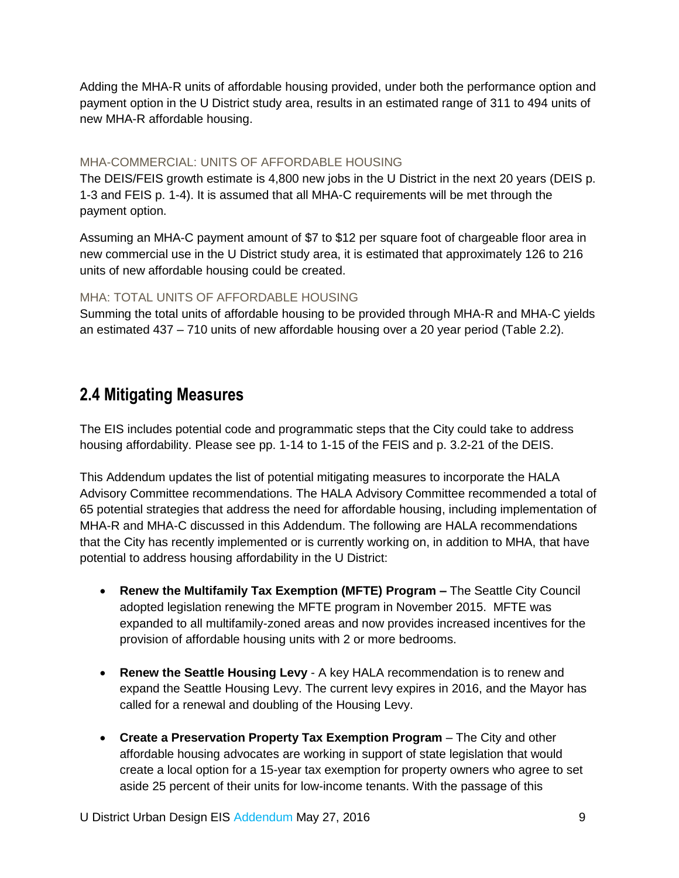Adding the MHA-R units of affordable housing provided, under both the performance option and payment option in the U District study area, results in an estimated range of 311 to 494 units of new MHA-R affordable housing.

### MHA-COMMERCIAL: UNITS OF AFFORDABLE HOUSING

The DEIS/FEIS growth estimate is 4,800 new jobs in the U District in the next 20 years (DEIS p. 1-3 and FEIS p. 1-4). It is assumed that all MHA-C requirements will be met through the payment option.

Assuming an MHA-C payment amount of $7 to $12 per square foot of chargeable floor area in new commercial use in the U District study area, it is estimated that approximately 126 to 216 units of new affordable housing could be created.

### MHA: TOTAL UNITS OF AFFORDABLE HOUSING

Summing the total units of affordable housing to be provided through MHA-R and MHA-C yields an estimated 437 – 710 units of new affordable housing over a 20 year period (Table 2.2).

## 2.4 Mitigating Measures

The EIS includes potential code and programmatic steps that the City could take to address housing affordability. Please see pp. 1-14 to 1-15 of the FEIS and p. 3.2-21 of the DEIS.

This Addendum updates the list of potential mitigating measures to incorporate the HALA Advisory Committee recommendations. The HALA Advisory Committee recommended a total of 65 potential strategies that address the need for affordable housing, including implementation of MHA-R and MHA-C discussed in this Addendum. The following are HALA recommendations that the City has recently implemented or is currently working on, in addition to MHA, that have potential to address housing affordability in the U District:

- **Renew the Multifamily Tax Exemption (MFTE) Program –** The Seattle City Council adopted legislation renewing the MFTE program in November 2015. MFTE was expanded to all multifamily-zoned areas and now provides increased incentives for the provision of affordable housing units with 2 or more bedrooms.
- **Renew the Seattle Housing Levy** - A key HALA recommendation is to renew and expand the Seattle Housing Levy. The current levy expires in 2016, and the Mayor has called for a renewal and doubling of the Housing Levy.
- **Create a Preservation Property Tax Exemption Program** – The City and other affordable housing advocates are working in support of state legislation that would create a local option for a 15-year tax exemption for property owners who agree to set aside 25 percent of their units for low-income tenants. With the passage of this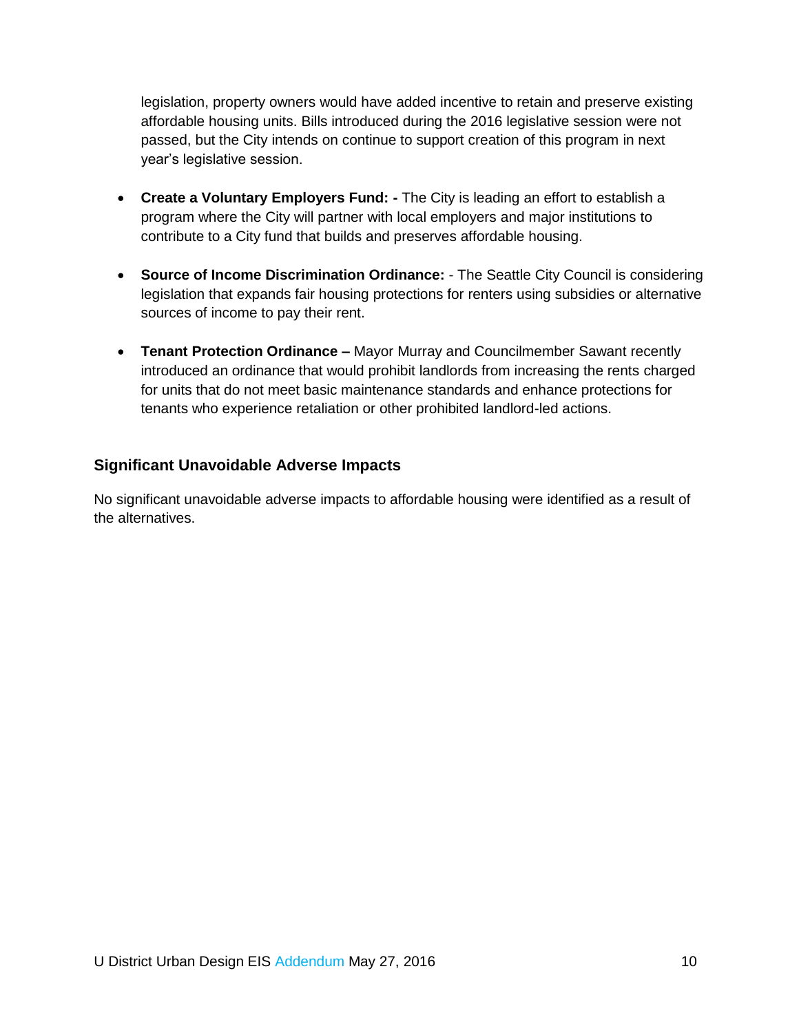legislation, property owners would have added incentive to retain and preserve existing affordable housing units. Bills introduced during the 2016 legislative session were not passed, but the City intends on continue to support creation of this program in next year's legislative session.

- **Create a Voluntary Employers Fund: -** The City is leading an effort to establish a program where the City will partner with local employers and major institutions to contribute to a City fund that builds and preserves affordable housing.

- **Source of Income Discrimination Ordinance:** - The Seattle City Council is considering legislation that expands fair housing protections for renters using subsidies or alternative sources of income to pay their rent.

- **Tenant Protection Ordinance –** Mayor Murray and Councilmember Sawant recently introduced an ordinance that would prohibit landlords from increasing the rents charged for units that do not meet basic maintenance standards and enhance protections for tenants who experience retaliation or other prohibited landlord-led actions.

### Significant Unavoidable Adverse Impacts

No significant unavoidable adverse impacts to affordable housing were identified as a result of the alternatives.